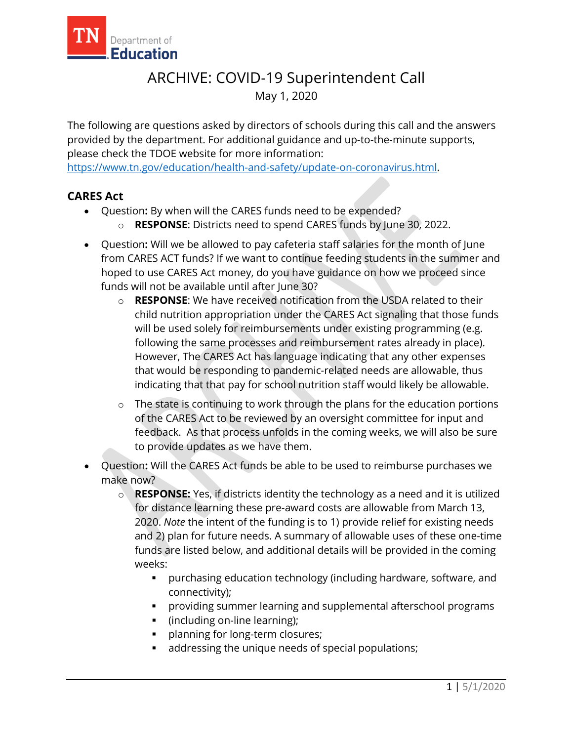# ARCHIVE: COVID-19 Superintendent Call

May 1, 2020

The following are questions asked by directors of schools during this call and the answers provided by the department. For additional guidance and up-to-the-minute supports, please check the TDOE website for more information: https://www.tn.gov/education/health-and-safety/update-on-coronavirus.html.

## CARES Act

- Question**:** By when will the CARES funds need to be expended?
  - **RESPONSE**: Districts need to spend CARES funds by June 30, 2022.
- Question**:** Will we be allowed to pay cafeteria staff salaries for the month of June from CARES ACT funds? If we want to continue feeding students in the summer and hoped to use CARES Act money, do you have guidance on how we proceed since funds will not be available until after June 30?
  - **RESPONSE**: We have received notification from the USDA related to their child nutrition appropriation under the CARES Act signaling that those funds will be used solely for reimbursements under existing programming (e.g. following the same processes and reimbursement rates already in place). However, The CARES Act has language indicating that any other expenses that would be responding to pandemic-related needs are allowable, thus indicating that that pay for school nutrition staff would likely be allowable.
  - The state is continuing to work through the plans for the education portions of the CARES Act to be reviewed by an oversight committee for input and feedback. As that process unfolds in the coming weeks, we will also be sure to provide updates as we have them.
- Question**:** Will the CARES Act funds be able to be used to reimburse purchases we make now?
  - **RESPONSE:** Yes, if districts identity the technology as a need and it is utilized for distance learning these pre-award costs are allowable from March 13, 2020. *Note* the intent of the funding is to 1) provide relief for existing needs and 2) plan for future needs. A summary of allowable uses of these one-time funds are listed below, and additional details will be provided in the coming weeks:
    - purchasing education technology (including hardware, software, and connectivity);
    - providing summer learning and supplemental afterschool programs
    - (including on-line learning);
    - planning for long-term closures;
    - addressing the unique needs of special populations;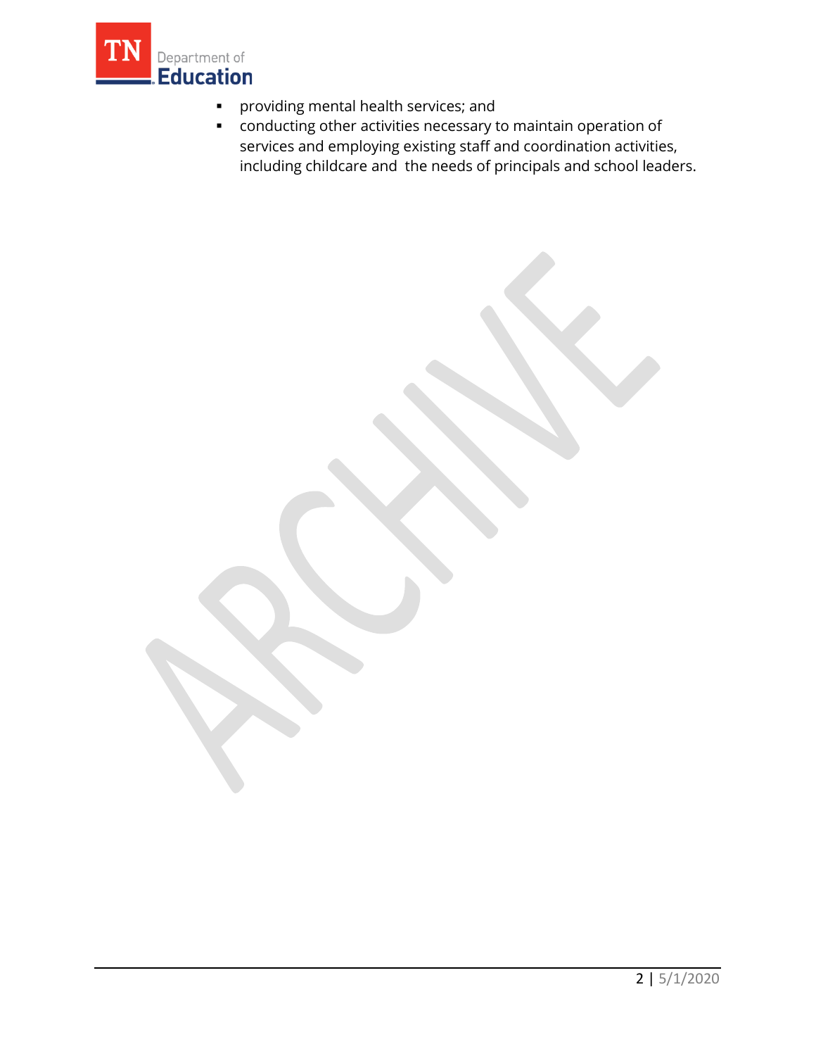- providing mental health services; and
- conducting other activities necessary to maintain operation of services and employing existing staff and coordination activities, including childcare and  the needs of principals and school leaders.